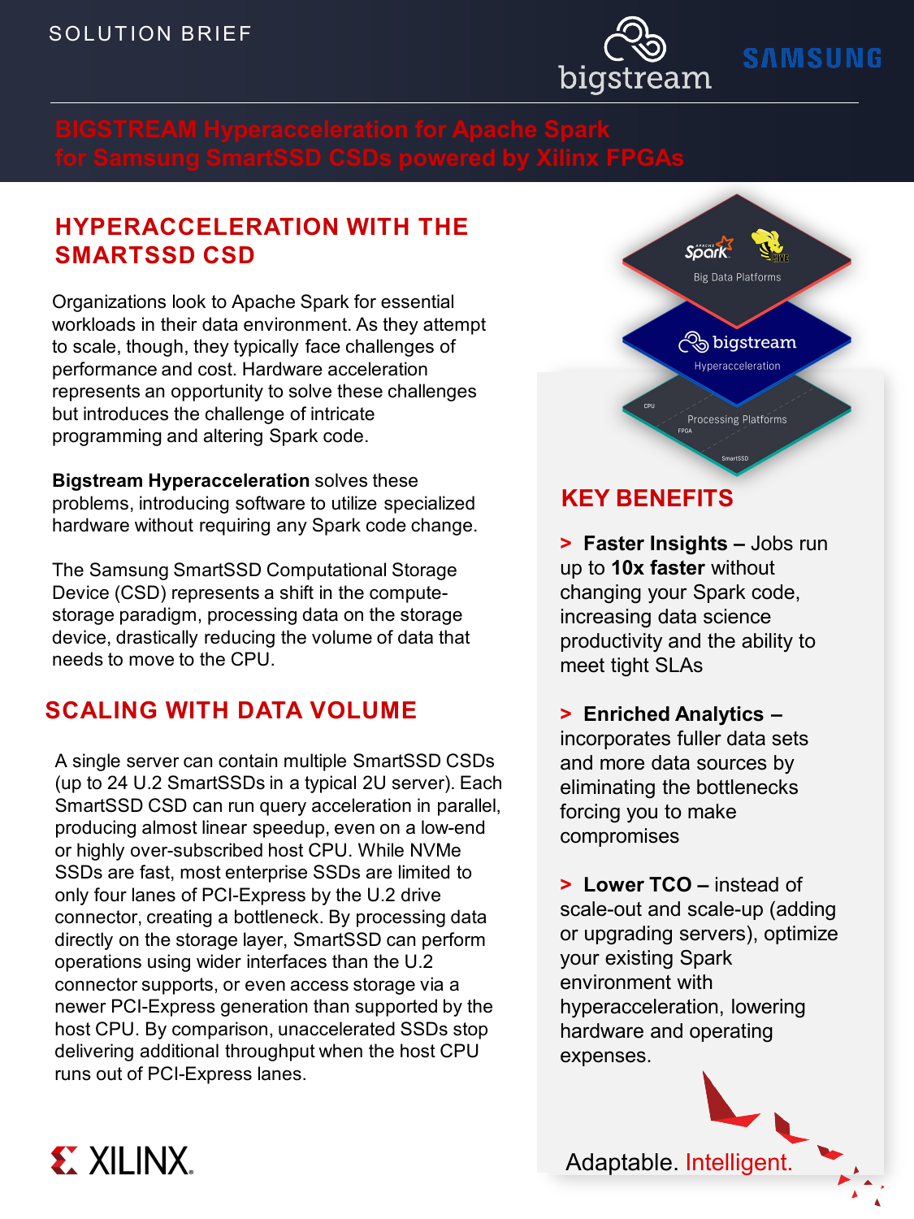SOLUTION BRIEF

# BIGSTREAM Hyperacceleration for Apache Spark for Samsung SmartSSD CSDs powered by Xilinx FPGAs

## HYPERACCELERATION WITH THE SMARTSSD CSD

Organizations look to Apache Spark for essential workloads in their data environment. As they attempt to scale, though, they typically face challenges of performance and cost. Hardware acceleration represents an opportunity to solve these challenges but introduces the challenge of intricate programming and altering Spark code.

**Bigstream Hyperacceleration** solves these problems, introducing software to utilize specialized hardware without requiring any Spark code change.

The Samsung SmartSSD Computational Storage Device (CSD) represents a shift in the compute-storage paradigm, processing data on the storage device, drastically reducing the volume of data that needs to move to the CPU.

## SCALING WITH DATA VOLUME

A single server can contain multiple SmartSSD CSDs (up to 24 U.2 SmartSSDs in a typical 2U server). Each SmartSSD CSD can run query acceleration in parallel, producing almost linear speedup, even on a low-end or highly over-subscribed host CPU. While NVMe SSDs are fast, most enterprise SSDs are limited to only four lanes of PCI-Express by the U.2 drive connector, creating a bottleneck. By processing data directly on the storage layer, SmartSSD can perform operations using wider interfaces than the U.2 connector supports, or even access storage via a newer PCI-Express generation than supported by the host CPU. By comparison, unaccelerated SSDs stop delivering additional throughput when the host CPU runs out of PCI-Express lanes.

Big Data Platforms

bigstream Hyperacceleration

Processing Platforms (CPU, FPGA, SmartSSD)

## KEY BENEFITS

> **Faster Insights –** Jobs run up to **10x faster** without changing your Spark code, increasing data science productivity and the ability to meet tight SLAs

> **Enriched Analytics –** incorporates fuller data sets and more data sources by eliminating the bottlenecks forcing you to make compromises

> **Lower TCO –** instead of scale-out and scale-up (adding or upgrading servers), optimize your existing Spark environment with hyperacceleration, lowering hardware and operating expenses.

Adaptable. Intelligent.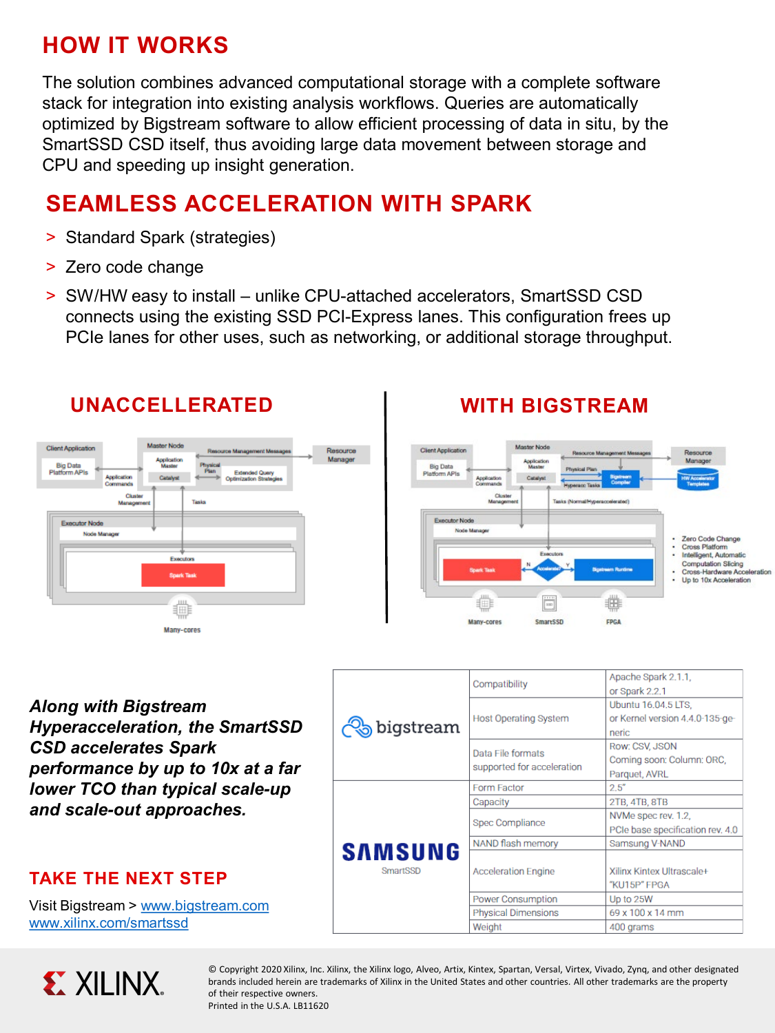## HOW IT WORKS

The solution combines advanced computational storage with a complete software stack for integration into existing analysis workflows. Queries are automatically optimized by Bigstream software to allow efficient processing of data in situ, by the SmartSSD CSD itself, thus avoiding large data movement between storage and CPU and speeding up insight generation.

## SEAMLESS ACCELERATION WITH SPARK

> Standard Spark (strategies)

> Zero code change

> SW/HW easy to install – unlike CPU-attached accelerators, SmartSSD CSD connects using the existing SSD PCI-Express lanes. This configuration frees up PCIe lanes for other uses, such as networking, or additional storage throughput.

### UNACCELLERATED

Client Application
Big Data Platform APIs
Application Commands
Master Node
Application Master
Catalyst
Physical Plan
Extended Query Optimization Strategies
Resource Management Messages
Resource Manager
Cluster Management
Tasks
Executor Node
Node Manager
Executors
Spark Task
Many-cores

### WITH BIGSTREAM

Client Application
Big Data Platform APIs
Application Commands
Master Node
Application Master
Catalyst
Physical Plan
Bigstream Compiler
Hyperacc Tasks
Resource Management Messages
Resource Manager
HW Accelerator Templates
Cluster Management
Tasks (Normal/Hyperaccelerated)
Executor Node
Node Manager
Executors
Spark Task
N
Accelerate?
Y
Bigstream Runtime
Many-cores
SmartSSD
FPGA

- Zero Code Change
- Cross Platform
- Intelligent, Automatic Computation Slicing
- Cross-Hardware Acceleration
- Up to 10x Acceleration

***Along with Bigstream Hyperacceleration, the SmartSSD CSD accelerates Spark performance by up to 10x at a far lower TCO than typical scale-up and scale-out approaches.***

| | | |
|---|---|---|
| bigstream | Compatibility | Apache Spark 2.1.1, or Spark 2.2.1 |
| | Host Operating System | Ubuntu 16.04.5 LTS, or Kernel version 4.4.0-135-generic |
| | Data File formats supported for acceleration | Row: CSV, JSON<br>Coming soon: Column: ORC, Parquet, AVRL |
| SAMSUNG SmartSSD | Form Factor | 2.5" |
| | Capacity | 2TB, 4TB, 8TB |
| | Spec Compliance | NVMe spec rev. 1.2, PCIe base specification rev. 4.0 |
| | NAND flash memory | Samsung V-NAND |
| | Acceleration Engine | Xilinx Kintex Ultrascale+ "KU15P" FPGA |
| | Power Consumption | Up to 25W |
| | Physical Dimensions | 69 x 100 x 14 mm |
| | Weight | 400 grams |

## TAKE THE NEXT STEP

Visit Bigstream > www.bigstream.com
www.xilinx.com/smartssd

XILINX.

© Copyright 2020 Xilinx, Inc. Xilinx, the Xilinx logo, Alveo, Artix, Kintex, Spartan, Versal, Virtex, Vivado, Zynq, and other designated brands included herein are trademarks of Xilinx in the United States and other countries. All other trademarks are the property of their respective owners.
Printed in the U.S.A. LB11620